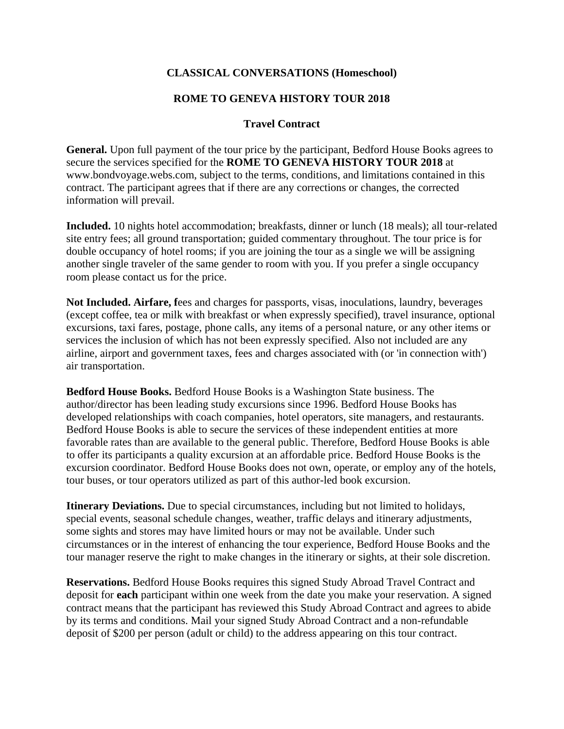**CLASSICAL CONVERSATIONS (Homeschool)**

**ROME TO GENEVA HISTORY TOUR 2018**

**Travel Contract**

**General.** Upon full payment of the tour price by the participant, Bedford House Books agrees to secure the services specified for the **ROME TO GENEVA HISTORY TOUR 2018** at www.bondvoyage.webs.com, subject to the terms, conditions, and limitations contained in this contract. The participant agrees that if there are any corrections or changes, the corrected information will prevail.

**Included.** 10 nights hotel accommodation; breakfasts, dinner or lunch (18 meals); all tour-related site entry fees; all ground transportation; guided commentary throughout. The tour price is for double occupancy of hotel rooms; if you are joining the tour as a single we will be assigning another single traveler of the same gender to room with you. If you prefer a single occupancy room please contact us for the price.

**Not Included. Airfare, f**ees and charges for passports, visas, inoculations, laundry, beverages (except coffee, tea or milk with breakfast or when expressly specified), travel insurance, optional excursions, taxi fares, postage, phone calls, any items of a personal nature, or any other items or services the inclusion of which has not been expressly specified. Also not included are any airline, airport and government taxes, fees and charges associated with (or 'in connection with') air transportation.

**Bedford House Books.** Bedford House Books is a Washington State business. The author/director has been leading study excursions since 1996. Bedford House Books has developed relationships with coach companies, hotel operators, site managers, and restaurants. Bedford House Books is able to secure the services of these independent entities at more favorable rates than are available to the general public. Therefore, Bedford House Books is able to offer its participants a quality excursion at an affordable price. Bedford House Books is the excursion coordinator. Bedford House Books does not own, operate, or employ any of the hotels, tour buses, or tour operators utilized as part of this author-led book excursion.

**Itinerary Deviations.** Due to special circumstances, including but not limited to holidays, special events, seasonal schedule changes, weather, traffic delays and itinerary adjustments, some sights and stores may have limited hours or may not be available. Under such circumstances or in the interest of enhancing the tour experience, Bedford House Books and the tour manager reserve the right to make changes in the itinerary or sights, at their sole discretion.

**Reservations.** Bedford House Books requires this signed Study Abroad Travel Contract and deposit for **each** participant within one week from the date you make your reservation. A signed contract means that the participant has reviewed this Study Abroad Contract and agrees to abide by its terms and conditions. Mail your signed Study Abroad Contract and a non-refundable deposit of $200 per person (adult or child) to the address appearing on this tour contract.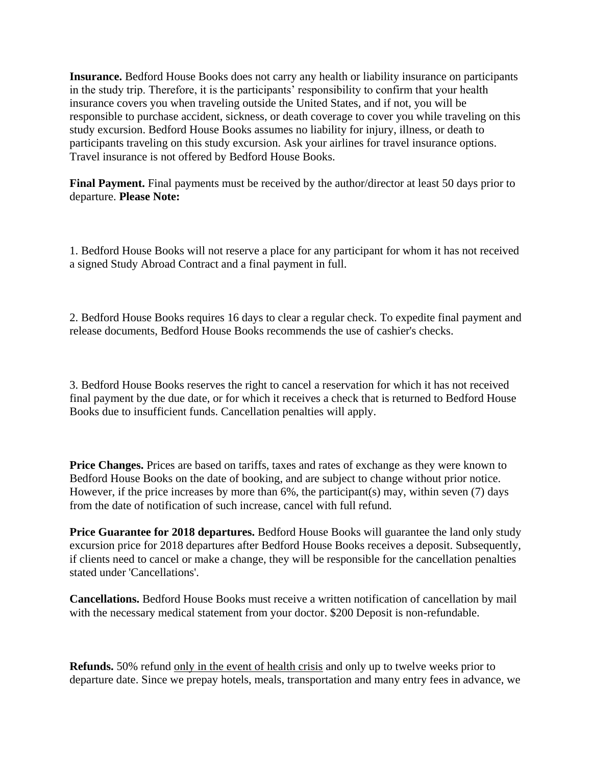**Insurance.** Bedford House Books does not carry any health or liability insurance on participants in the study trip. Therefore, it is the participants' responsibility to confirm that your health insurance covers you when traveling outside the United States, and if not, you will be responsible to purchase accident, sickness, or death coverage to cover you while traveling on this study excursion. Bedford House Books assumes no liability for injury, illness, or death to participants traveling on this study excursion. Ask your airlines for travel insurance options. Travel insurance is not offered by Bedford House Books.

**Final Payment.** Final payments must be received by the author/director at least 50 days prior to departure. **Please Note:**

1. Bedford House Books will not reserve a place for any participant for whom it has not received a signed Study Abroad Contract and a final payment in full.

2. Bedford House Books requires 16 days to clear a regular check. To expedite final payment and release documents, Bedford House Books recommends the use of cashier's checks.

3. Bedford House Books reserves the right to cancel a reservation for which it has not received final payment by the due date, or for which it receives a check that is returned to Bedford House Books due to insufficient funds. Cancellation penalties will apply.

**Price Changes.** Prices are based on tariffs, taxes and rates of exchange as they were known to Bedford House Books on the date of booking, and are subject to change without prior notice. However, if the price increases by more than 6%, the participant(s) may, within seven (7) days from the date of notification of such increase, cancel with full refund.

**Price Guarantee for 2018 departures.** Bedford House Books will guarantee the land only study excursion price for 2018 departures after Bedford House Books receives a deposit. Subsequently, if clients need to cancel or make a change, they will be responsible for the cancellation penalties stated under 'Cancellations'.

**Cancellations.** Bedford House Books must receive a written notification of cancellation by mail with the necessary medical statement from your doctor. $200 Deposit is non-refundable.

**Refunds.** 50% refund <u>only in the event of health crisis</u> and only up to twelve weeks prior to departure date. Since we prepay hotels, meals, transportation and many entry fees in advance, we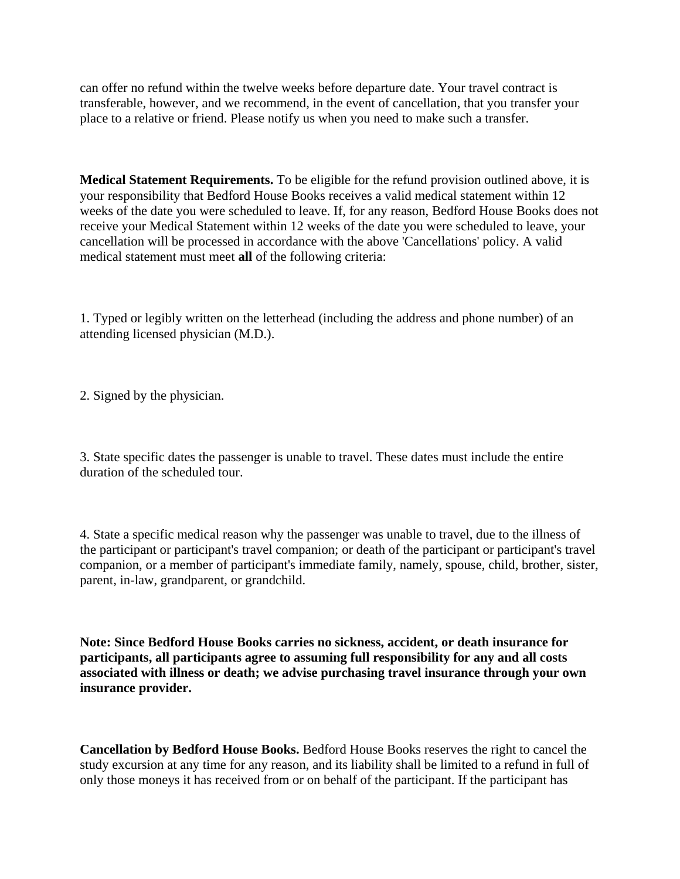can offer no refund within the twelve weeks before departure date. Your travel contract is transferable, however, and we recommend, in the event of cancellation, that you transfer your place to a relative or friend. Please notify us when you need to make such a transfer.

**Medical Statement Requirements.** To be eligible for the refund provision outlined above, it is your responsibility that Bedford House Books receives a valid medical statement within 12 weeks of the date you were scheduled to leave. If, for any reason, Bedford House Books does not receive your Medical Statement within 12 weeks of the date you were scheduled to leave, your cancellation will be processed in accordance with the above 'Cancellations' policy. A valid medical statement must meet **all** of the following criteria:

1. Typed or legibly written on the letterhead (including the address and phone number) of an attending licensed physician (M.D.).

2. Signed by the physician.

3. State specific dates the passenger is unable to travel. These dates must include the entire duration of the scheduled tour.

4. State a specific medical reason why the passenger was unable to travel, due to the illness of the participant or participant's travel companion; or death of the participant or participant's travel companion, or a member of participant's immediate family, namely, spouse, child, brother, sister, parent, in-law, grandparent, or grandchild.

**Note: Since Bedford House Books carries no sickness, accident, or death insurance for participants, all participants agree to assuming full responsibility for any and all costs associated with illness or death; we advise purchasing travel insurance through your own insurance provider.**

**Cancellation by Bedford House Books.** Bedford House Books reserves the right to cancel the study excursion at any time for any reason, and its liability shall be limited to a refund in full of only those moneys it has received from or on behalf of the participant. If the participant has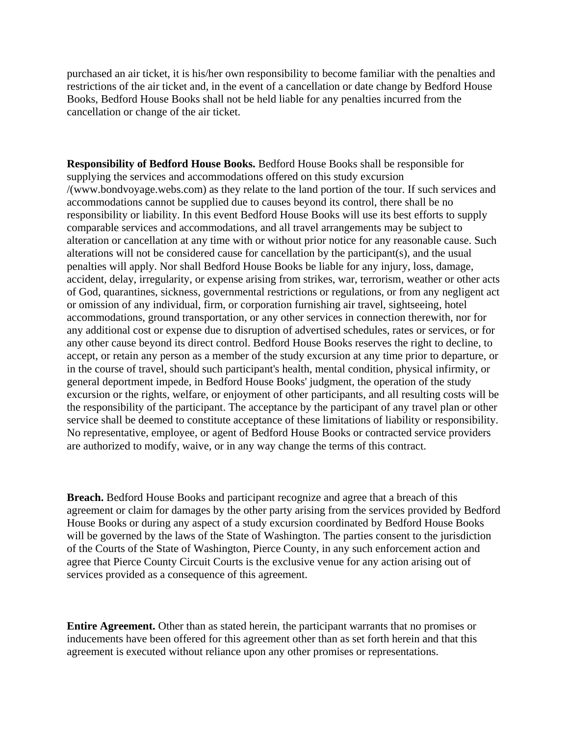purchased an air ticket, it is his/her own responsibility to become familiar with the penalties and restrictions of the air ticket and, in the event of a cancellation or date change by Bedford House Books, Bedford House Books shall not be held liable for any penalties incurred from the cancellation or change of the air ticket.

**Responsibility of Bedford House Books.** Bedford House Books shall be responsible for supplying the services and accommodations offered on this study excursion /(www.bondvoyage.webs.com) as they relate to the land portion of the tour. If such services and accommodations cannot be supplied due to causes beyond its control, there shall be no responsibility or liability. In this event Bedford House Books will use its best efforts to supply comparable services and accommodations, and all travel arrangements may be subject to alteration or cancellation at any time with or without prior notice for any reasonable cause. Such alterations will not be considered cause for cancellation by the participant(s), and the usual penalties will apply. Nor shall Bedford House Books be liable for any injury, loss, damage, accident, delay, irregularity, or expense arising from strikes, war, terrorism, weather or other acts of God, quarantines, sickness, governmental restrictions or regulations, or from any negligent act or omission of any individual, firm, or corporation furnishing air travel, sightseeing, hotel accommodations, ground transportation, or any other services in connection therewith, nor for any additional cost or expense due to disruption of advertised schedules, rates or services, or for any other cause beyond its direct control. Bedford House Books reserves the right to decline, to accept, or retain any person as a member of the study excursion at any time prior to departure, or in the course of travel, should such participant's health, mental condition, physical infirmity, or general deportment impede, in Bedford House Books' judgment, the operation of the study excursion or the rights, welfare, or enjoyment of other participants, and all resulting costs will be the responsibility of the participant. The acceptance by the participant of any travel plan or other service shall be deemed to constitute acceptance of these limitations of liability or responsibility. No representative, employee, or agent of Bedford House Books or contracted service providers are authorized to modify, waive, or in any way change the terms of this contract.

**Breach.** Bedford House Books and participant recognize and agree that a breach of this agreement or claim for damages by the other party arising from the services provided by Bedford House Books or during any aspect of a study excursion coordinated by Bedford House Books will be governed by the laws of the State of Washington. The parties consent to the jurisdiction of the Courts of the State of Washington, Pierce County, in any such enforcement action and agree that Pierce County Circuit Courts is the exclusive venue for any action arising out of services provided as a consequence of this agreement.

**Entire Agreement.** Other than as stated herein, the participant warrants that no promises or inducements have been offered for this agreement other than as set forth herein and that this agreement is executed without reliance upon any other promises or representations.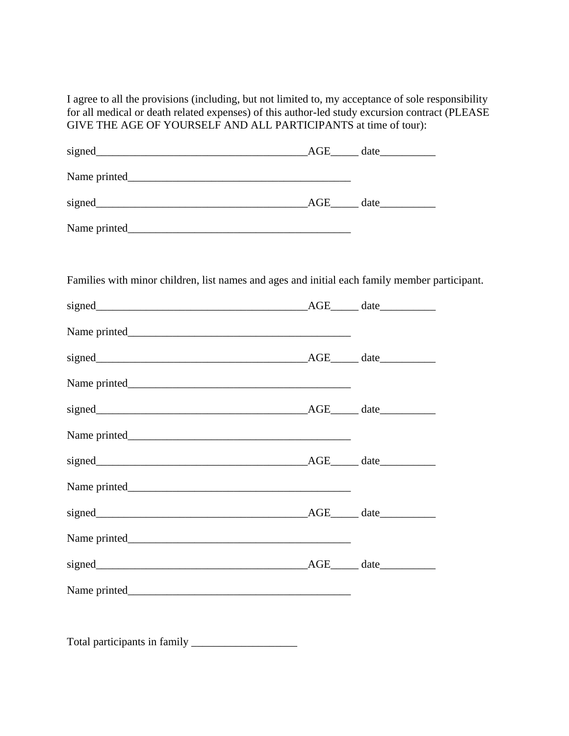I agree to all the provisions (including, but not limited to, my acceptance of sole responsibility for all medical or death related expenses) of this author-led study excursion contract (PLEASE GIVE THE AGE OF YOURSELF AND ALL PARTICIPANTS at time of tour):

signed______________________________________AGE_____ date__________

Name printed________________________________________

signed______________________________________AGE_____ date__________

Name printed________________________________________

Families with minor children, list names and ages and initial each family member participant.

signed______________________________________AGE_____ date__________

Name printed________________________________________

signed______________________________________AGE_____ date__________

Name printed________________________________________

signed______________________________________AGE_____ date__________

Name printed________________________________________

signed______________________________________AGE_____ date__________

Name printed________________________________________

signed______________________________________AGE_____ date__________

Name printed________________________________________

signed______________________________________AGE_____ date__________

Name printed________________________________________

Total participants in family ___________________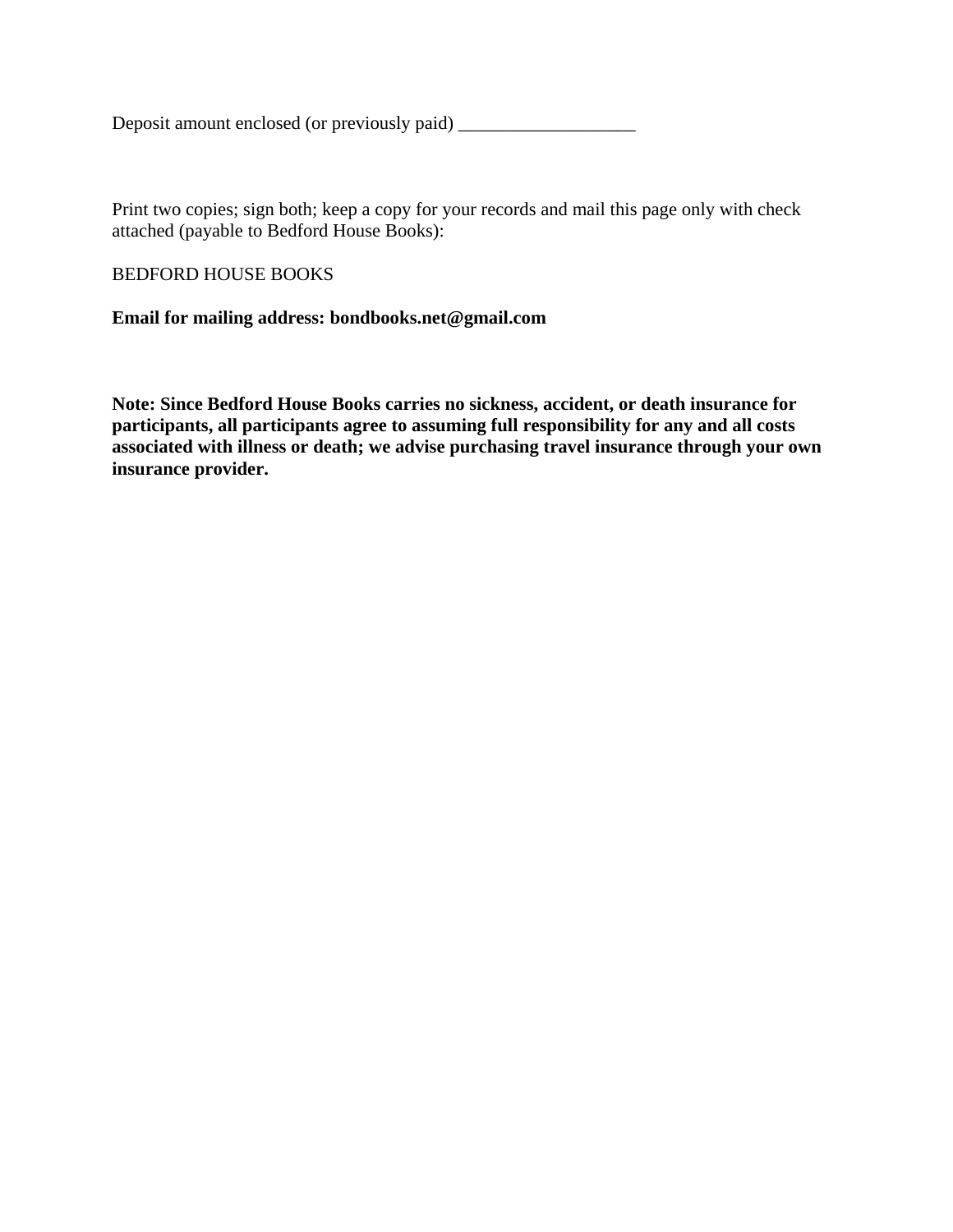Deposit amount enclosed (or previously paid) ___________________

Print two copies; sign both; keep a copy for your records and mail this page only with check attached (payable to Bedford House Books):

BEDFORD HOUSE BOOKS

**Email for mailing address: bondbooks.net@gmail.com**

**Note: Since Bedford House Books carries no sickness, accident, or death insurance for participants, all participants agree to assuming full responsibility for any and all costs associated with illness or death; we advise purchasing travel insurance through your own insurance provider.**